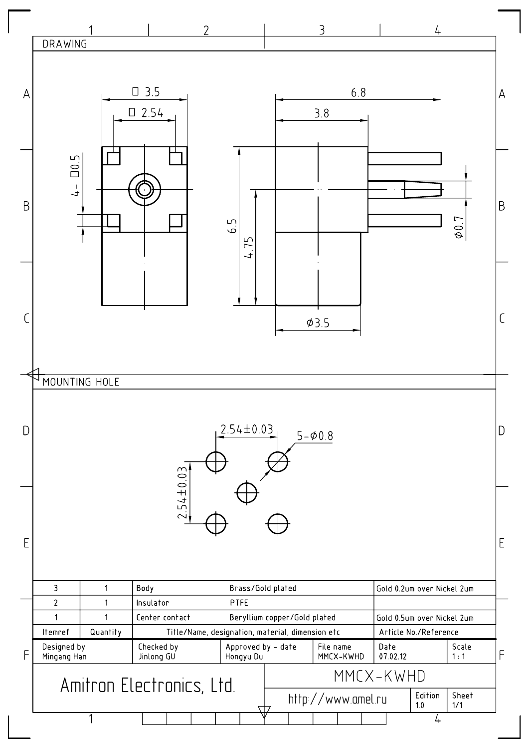## DRAWING

□ 3.5

□ 2.54

4- □0.5

6.8

3.8

6.5

4.75

⌀0.7

⌀3.5

## MOUNTING HOLE

2.54±0.03

5-⌀0.8

2.54±0.03

| 3 | 1 | Body | Brass/Gold plated | Gold 0.2um over Nickel 2um |
|---|---|---|---|---|
| 2 | 1 | Insulator | PTFE | |
| 1 | 1 | Center contact | Beryllium copper/Gold plated | Gold 0.5um over Nickel 2um |
| Itemref | Quantity | Title/Name, designation, material, dimension etc | | Article No./Reference |

| Designed by | Checked by | Approved by - date | File name | Date | Scale |
|---|---|---|---|---|---|
| Mingang Han | Jinlong GU | Hongyu Du | MMCX-KWHD | 07.02.12 | 1 : 1 |

Amitron Electronics, Ltd.

MMCX-KWHD

http://www.amel.ru

Edition 1.0

Sheet 1/1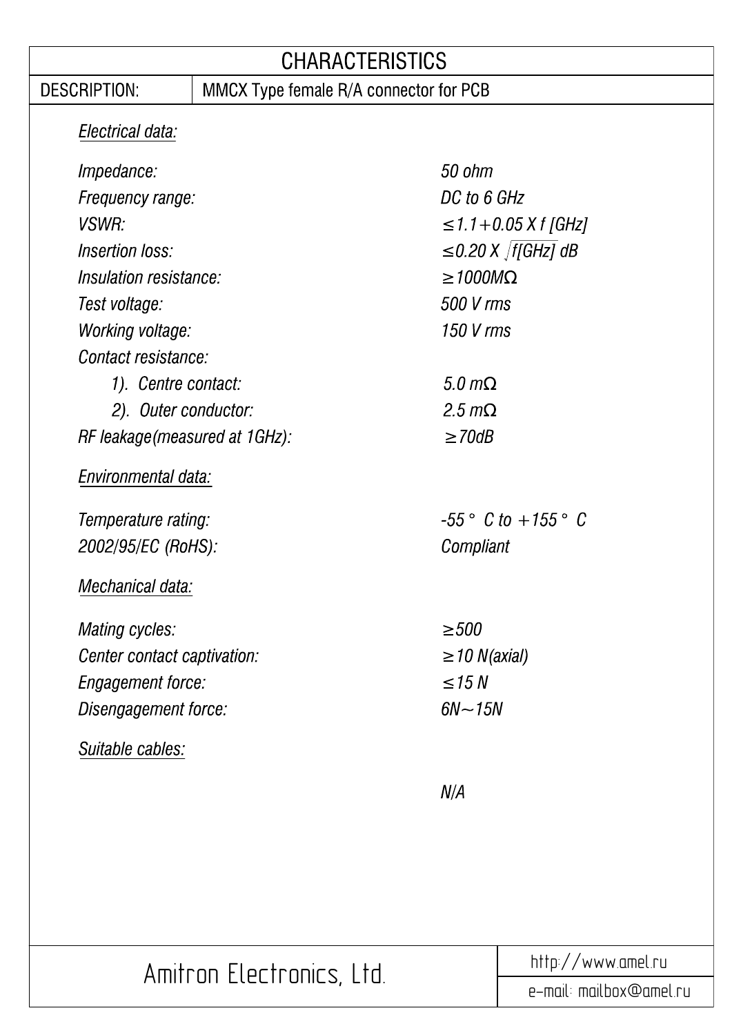# CHARACTERISTICS

| DESCRIPTION: | MMCX Type female R/A connector for PCB |
| --- | --- |

*Electrical data:*

| | |
| --- | --- |
| *Impedance:* | *50 ohm* |
| *Frequency range:* | *DC to 6 GHz* |
| *VSWR:* | $\leq 1.1 + 0.05 \times f$ [GHz] |
| *Insertion loss:* | $\leq 0.20 \times \sqrt{f[GHz]}$ dB |
| *Insulation resistance:* | $\geq 1000 M\Omega$ |
| *Test voltage:* | *500 V rms* |
| *Working voltage:* | *150 V rms* |
| *Contact resistance:* | |
| *1). Centre contact:* | $5.0\ m\Omega$ |
| *2). Outer conductor:* | $2.5\ m\Omega$ |
| *RF leakage(measured at 1GHz):* | $\geq 70$dB |

*Environmental data:*

| | |
| --- | --- |
| *Temperature rating:* | $-55°$ C to $+155°$ C |
| *2002/95/EC (RoHS):* | *Compliant* |

*Mechanical data:*

| | |
| --- | --- |
| *Mating cycles:* | $\geq 500$ |
| *Center contact captivation:* | $\geq 10$ N(axial) |
| *Engagement force:* | $\leq 15$ N |
| *Disengagement force:* | 6N~15N |

*Suitable cables:*

*N/A*

Amitron Electronics, Ltd.

http://www.amel.ru

e-mail: mailbox@amel.ru